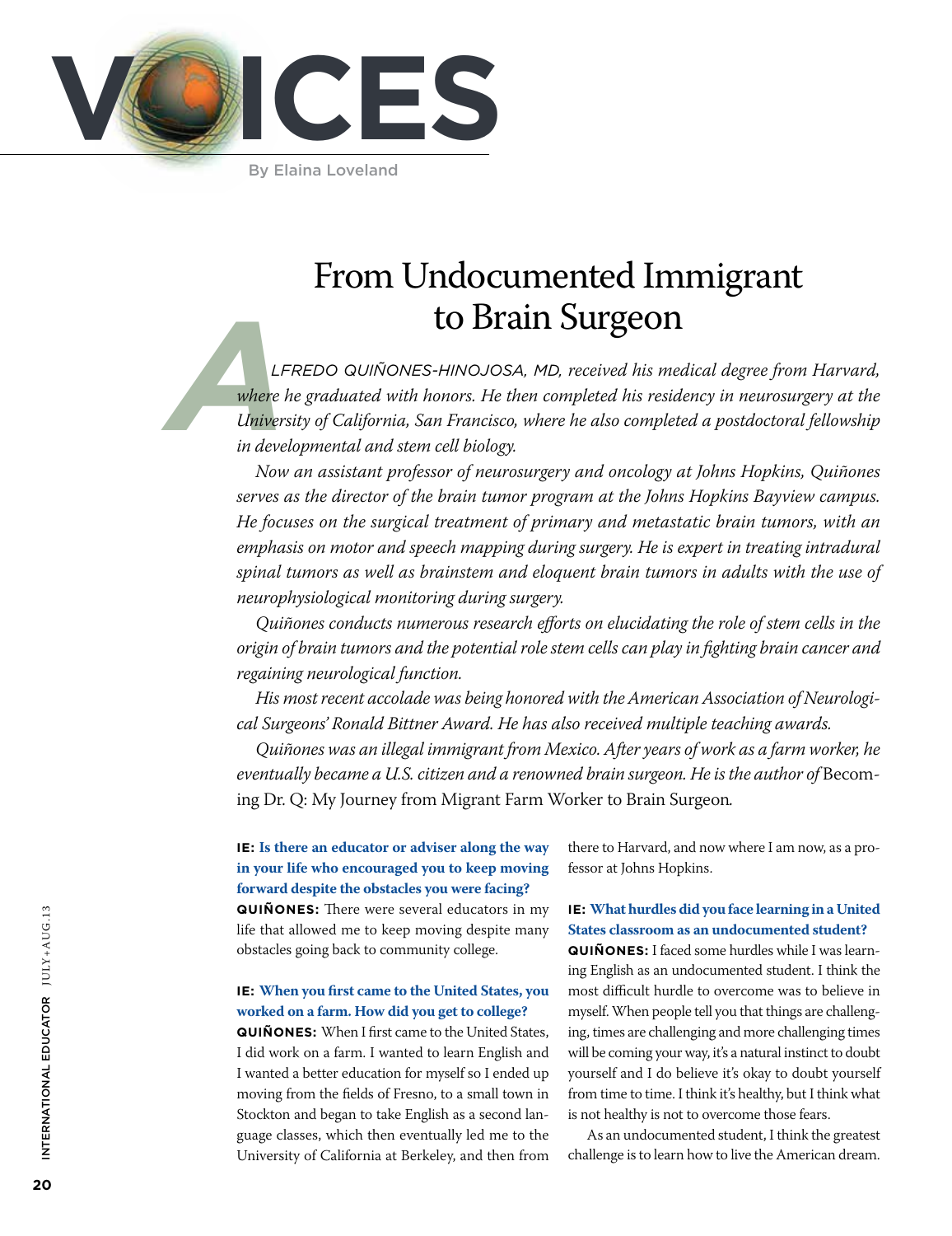# VOICES

By Elaina Loveland

## From Undocumented Immigrant to Brain Surgeon

*ALFREDO QUIÑONES-HINOJOSA, MD, received his medical degree from Harvard, where he graduated with honors. He then completed his residency in neurosurgery at the University of California, San Francisco, where he also completed a postdoctoral fellowship in developmental and stem cell biology.*

*Now an assistant professor of neurosurgery and oncology at Johns Hopkins, Quiñones serves as the director of the brain tumor program at the Johns Hopkins Bayview campus. He focuses on the surgical treatment of primary and metastatic brain tumors, with an emphasis on motor and speech mapping during surgery. He is expert in treating intradural spinal tumors as well as brainstem and eloquent brain tumors in adults with the use of neurophysiological monitoring during surgery.*

*Quiñones conducts numerous research efforts on elucidating the role of stem cells in the origin of brain tumors and the potential role stem cells can play in fighting brain cancer and regaining neurological function.*

*His most recent accolade was being honored with the American Association of Neurological Surgeons' Ronald Bittner Award. He has also received multiple teaching awards.*

*Quiñones was an illegal immigrant from Mexico. After years of work as a farm worker, he eventually became a U.S. citizen and a renowned brain surgeon. He is the author of* Becoming Dr. Q: My Journey from Migrant Farm Worker to Brain Surgeon*.*

**IE: Is there an educator or adviser along the way in your life who encouraged you to keep moving forward despite the obstacles you were facing?**

**QUIÑONES:** There were several educators in my life that allowed me to keep moving despite many obstacles going back to community college.

**IE: When you first came to the United States, you worked on a farm. How did you get to college?**

**QUIÑONES:** When I first came to the United States, I did work on a farm. I wanted to learn English and I wanted a better education for myself so I ended up moving from the fields of Fresno, to a small town in Stockton and began to take English as a second language classes, which then eventually led me to the University of California at Berkeley, and then from there to Harvard, and now where I am now, as a professor at Johns Hopkins.

**IE: What hurdles did you face learning in a United States classroom as an undocumented student?**

**QUIÑONES:** I faced some hurdles while I was learning English as an undocumented student. I think the most difficult hurdle to overcome was to believe in myself. When people tell you that things are challenging, times are challenging and more challenging times will be coming your way, it's a natural instinct to doubt yourself and I do believe it's okay to doubt yourself from time to time. I think it's healthy, but I think what is not healthy is not to overcome those fears.

As an undocumented student, I think the greatest challenge is to learn how to live the American dream.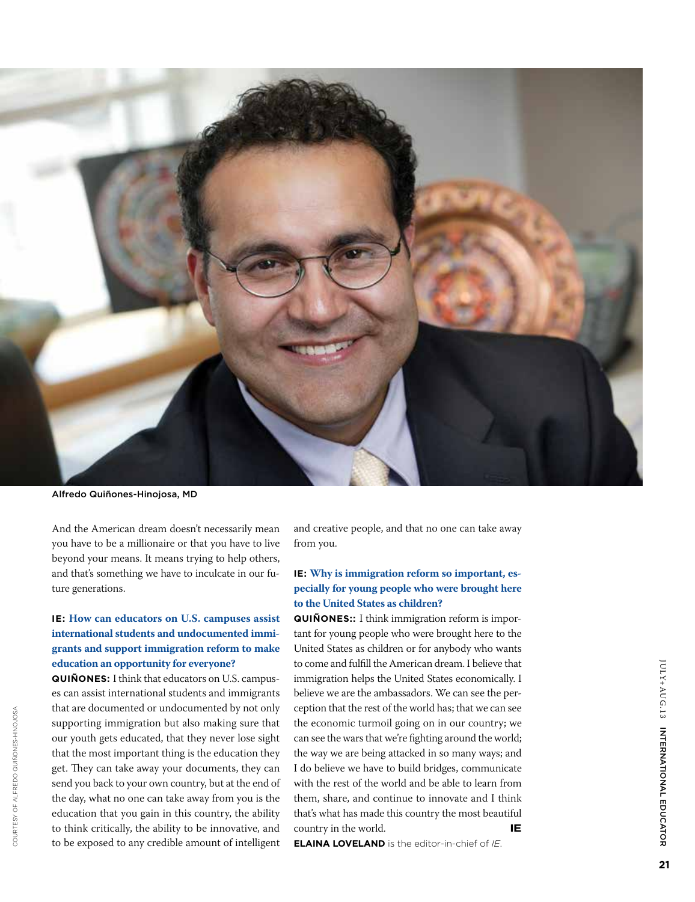Alfredo Quiñones-Hinojosa, MD

And the American dream doesn't necessarily mean you have to be a millionaire or that you have to live beyond your means. It means trying to help others, and that's something we have to inculcate in our future generations.

**IE: How can educators on U.S. campuses assist international students and undocumented immigrants and support immigration reform to make education an opportunity for everyone?**

**QUIÑONES:** I think that educators on U.S. campuses can assist international students and immigrants that are documented or undocumented by not only supporting immigration but also making sure that our youth gets educated, that they never lose sight that the most important thing is the education they get. They can take away your documents, they can send you back to your own country, but at the end of the day, what no one can take away from you is the education that you gain in this country, the ability to think critically, the ability to be innovative, and to be exposed to any credible amount of intelligent and creative people, and that no one can take away from you.

**IE: Why is immigration reform so important, especially for young people who were brought here to the United States as children?**

**QUIÑONES::** I think immigration reform is important for young people who were brought here to the United States as children or for anybody who wants to come and fulfill the American dream. I believe that immigration helps the United States economically. I believe we are the ambassadors. We can see the perception that the rest of the world has; that we can see the economic turmoil going on in our country; we can see the wars that we're fighting around the world; the way we are being attacked in so many ways; and I do believe we have to build bridges, communicate with the rest of the world and be able to learn from them, share, and continue to innovate and I think that's what has made this country the most beautiful country in the world. **IE**

**ELAINA LOVELAND** is the editor-in-chief of *IE*.

COURTESY OF ALFREDO QUIÑONES-HINOJOSA